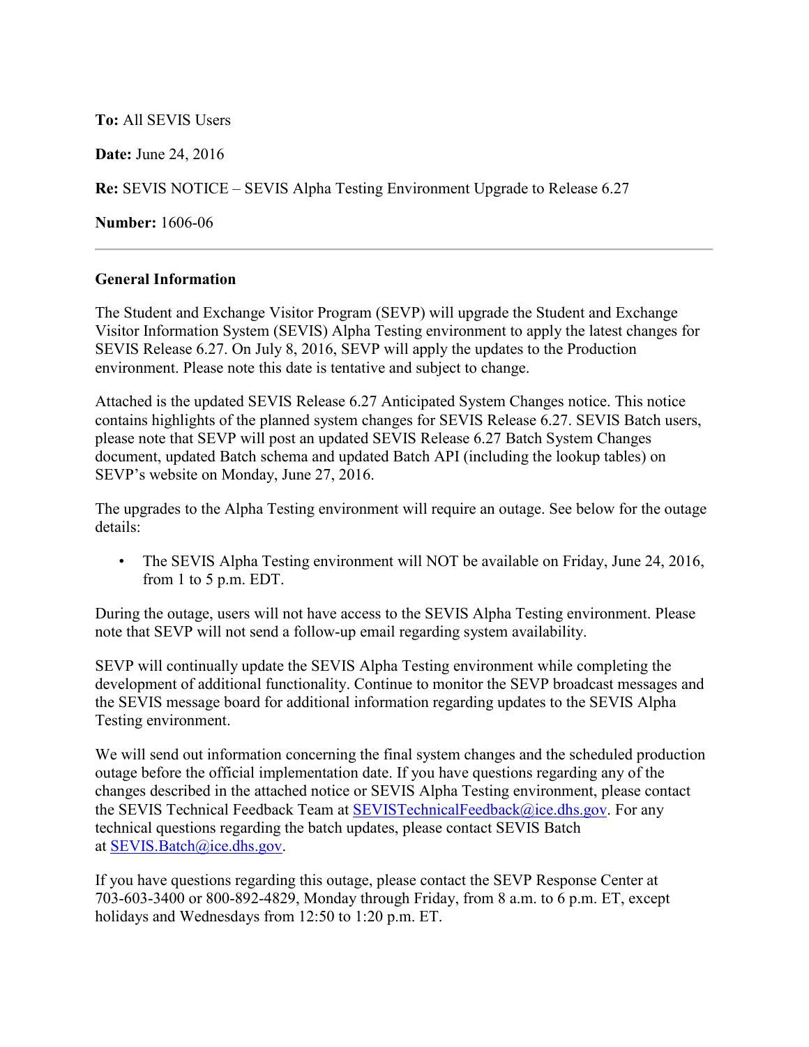**To:** All SEVIS Users

**Date:** June 24, 2016

**Re:** SEVIS NOTICE – SEVIS Alpha Testing Environment Upgrade to Release 6.27

**Number:** 1606-06

---

**General Information**

The Student and Exchange Visitor Program (SEVP) will upgrade the Student and Exchange Visitor Information System (SEVIS) Alpha Testing environment to apply the latest changes for SEVIS Release 6.27. On July 8, 2016, SEVP will apply the updates to the Production environment. Please note this date is tentative and subject to change.

Attached is the updated SEVIS Release 6.27 Anticipated System Changes notice. This notice contains highlights of the planned system changes for SEVIS Release 6.27. SEVIS Batch users, please note that SEVP will post an updated SEVIS Release 6.27 Batch System Changes document, updated Batch schema and updated Batch API (including the lookup tables) on SEVP's website on Monday, June 27, 2016.

The upgrades to the Alpha Testing environment will require an outage. See below for the outage details:

- The SEVIS Alpha Testing environment will NOT be available on Friday, June 24, 2016, from 1 to 5 p.m. EDT.

During the outage, users will not have access to the SEVIS Alpha Testing environment. Please note that SEVP will not send a follow-up email regarding system availability.

SEVP will continually update the SEVIS Alpha Testing environment while completing the development of additional functionality. Continue to monitor the SEVP broadcast messages and the SEVIS message board for additional information regarding updates to the SEVIS Alpha Testing environment.

We will send out information concerning the final system changes and the scheduled production outage before the official implementation date. If you have questions regarding any of the changes described in the attached notice or SEVIS Alpha Testing environment, please contact the SEVIS Technical Feedback Team at SEVISTechnicalFeedback@ice.dhs.gov. For any technical questions regarding the batch updates, please contact SEVIS Batch at SEVIS.Batch@ice.dhs.gov.

If you have questions regarding this outage, please contact the SEVP Response Center at 703-603-3400 or 800-892-4829, Monday through Friday, from 8 a.m. to 6 p.m. ET, except holidays and Wednesdays from 12:50 to 1:20 p.m. ET.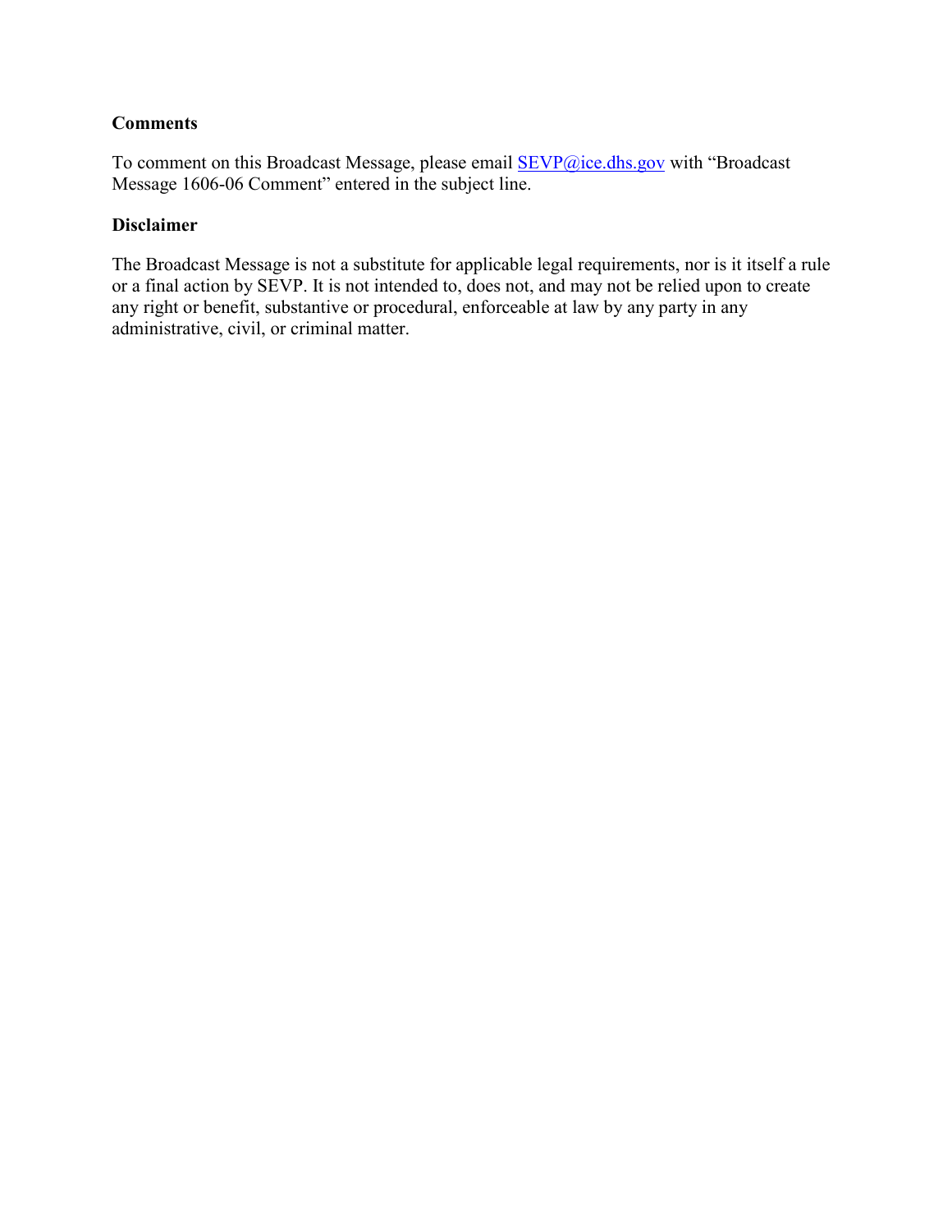**Comments**

To comment on this Broadcast Message, please email [SEVP@ice.dhs.gov](mailto:SEVP@ice.dhs.gov) with "Broadcast Message 1606-06 Comment" entered in the subject line.

**Disclaimer**

The Broadcast Message is not a substitute for applicable legal requirements, nor is it itself a rule or a final action by SEVP. It is not intended to, does not, and may not be relied upon to create any right or benefit, substantive or procedural, enforceable at law by any party in any administrative, civil, or criminal matter.